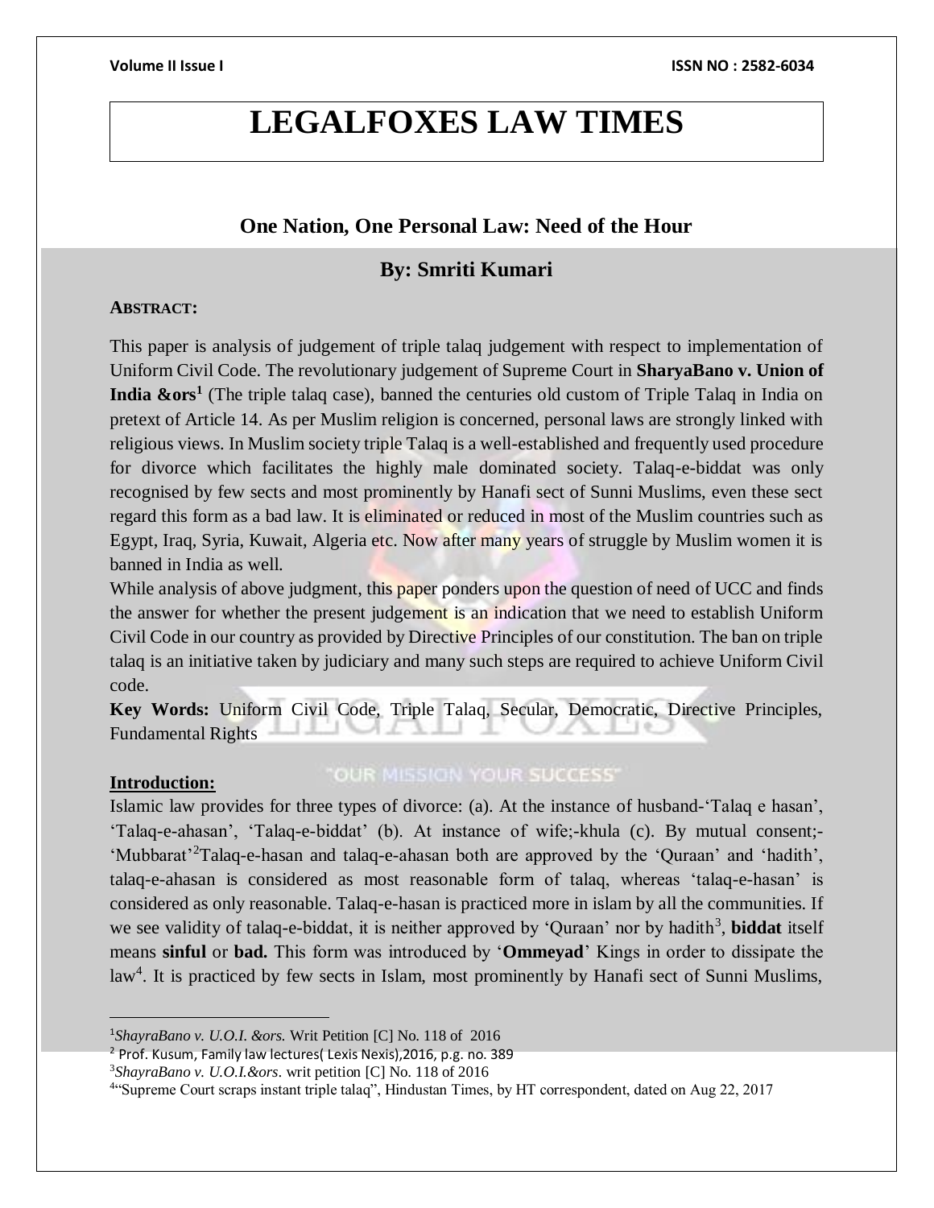# LEGALFOXES LAW TIMES

## One Nation, One Personal Law: Need of the Hour

### By: Smriti Kumari

**ABSTRACT:**

This paper is analysis of judgement of triple talaq judgement with respect to implementation of Uniform Civil Code. The revolutionary judgement of Supreme Court in **SharyaBano v. Union of India &ors**[1] (The triple talaq case), banned the centuries old custom of Triple Talaq in India on pretext of Article 14. As per Muslim religion is concerned, personal laws are strongly linked with religious views. In Muslim society triple Talaq is a well-established and frequently used procedure for divorce which facilitates the highly male dominated society. Talaq-e-biddat was only recognised by few sects and most prominently by Hanafi sect of Sunni Muslims, even these sect regard this form as a bad law. It is eliminated or reduced in most of the Muslim countries such as Egypt, Iraq, Syria, Kuwait, Algeria etc. Now after many years of struggle by Muslim women it is banned in India as well.

While analysis of above judgment, this paper ponders upon the question of need of UCC and finds the answer for whether the present judgement is an indication that we need to establish Uniform Civil Code in our country as provided by Directive Principles of our constitution. The ban on triple talaq is an initiative taken by judiciary and many such steps are required to achieve Uniform Civil code.

**Key Words:** Uniform Civil Code, Triple Talaq, Secular, Democratic, Directive Principles, Fundamental Rights

**Introduction:**

Islamic law provides for three types of divorce: (a). At the instance of husband-'Talaq e hasan', 'Talaq-e-ahasan', 'Talaq-e-biddat' (b). At instance of wife;-khula (c). By mutual consent;- 'Mubbarat'[2]Talaq-e-hasan and talaq-e-ahasan both are approved by the 'Quraan' and 'hadith', talaq-e-ahasan is considered as most reasonable form of talaq, whereas 'talaq-e-hasan' is considered as only reasonable. Talaq-e-hasan is practiced more in islam by all the communities. If we see validity of talaq-e-biddat, it is neither approved by 'Quraan' nor by hadith[3], **biddat** itself means **sinful** or **bad.** This form was introduced by '**Ommeyad**' Kings in order to dissipate the law[4]. It is practiced by few sects in Islam, most prominently by Hanafi sect of Sunni Muslims,

---

[1] *ShayraBano v. U.O.I. &ors.* Writ Petition [C] No. 118 of 2016

[2] Prof. Kusum, Family law lectures( Lexis Nexis),2016, p.g. no. 389

[3] *ShayraBano v. U.O.I.&ors*. writ petition [C] No. 118 of 2016

[4] "Supreme Court scraps instant triple talaq", Hindustan Times, by HT correspondent, dated on Aug 22, 2017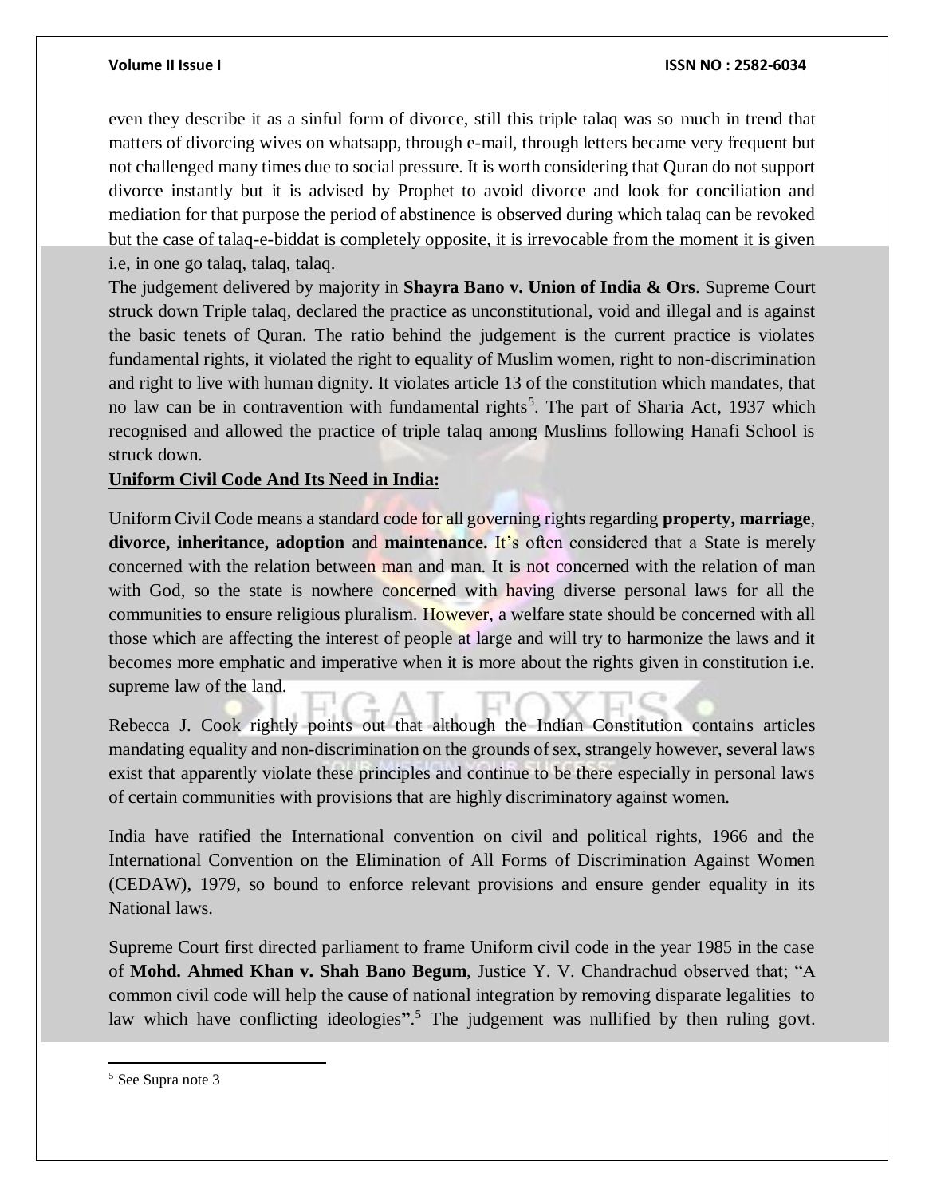even they describe it as a sinful form of divorce, still this triple talaq was so much in trend that matters of divorcing wives on whatsapp, through e-mail, through letters became very frequent but not challenged many times due to social pressure. It is worth considering that Quran do not support divorce instantly but it is advised by Prophet to avoid divorce and look for conciliation and mediation for that purpose the period of abstinence is observed during which talaq can be revoked but the case of talaq-e-biddat is completely opposite, it is irrevocable from the moment it is given i.e, in one go talaq, talaq, talaq.

The judgement delivered by majority in **Shayra Bano v. Union of India & Ors**. Supreme Court struck down Triple talaq, declared the practice as unconstitutional, void and illegal and is against the basic tenets of Quran. The ratio behind the judgement is the current practice is violates fundamental rights, it violated the right to equality of Muslim women, right to non-discrimination and right to live with human dignity. It violates article 13 of the constitution which mandates, that no law can be in contravention with fundamental rights[5]. The part of Sharia Act, 1937 which recognised and allowed the practice of triple talaq among Muslims following Hanafi School is struck down.

**Uniform Civil Code And Its Need in India:**

Uniform Civil Code means a standard code for all governing rights regarding **property, marriage**, **divorce, inheritance, adoption** and **maintenance.** It's often considered that a State is merely concerned with the relation between man and man. It is not concerned with the relation of man with God, so the state is nowhere concerned with having diverse personal laws for all the communities to ensure religious pluralism. However, a welfare state should be concerned with all those which are affecting the interest of people at large and will try to harmonize the laws and it becomes more emphatic and imperative when it is more about the rights given in constitution i.e. supreme law of the land.

Rebecca J. Cook rightly points out that although the Indian Constitution contains articles mandating equality and non-discrimination on the grounds of sex, strangely however, several laws exist that apparently violate these principles and continue to be there especially in personal laws of certain communities with provisions that are highly discriminatory against women.

India have ratified the International convention on civil and political rights, 1966 and the International Convention on the Elimination of All Forms of Discrimination Against Women (CEDAW), 1979, so bound to enforce relevant provisions and ensure gender equality in its National laws.

Supreme Court first directed parliament to frame Uniform civil code in the year 1985 in the case of **Mohd. Ahmed Khan v. Shah Bano Begum**, Justice Y. V. Chandrachud observed that; "A common civil code will help the cause of national integration by removing disparate legalities to law which have conflicting ideologies**"**.[5] The judgement was nullified by then ruling govt.

---

[5] See Supra note 3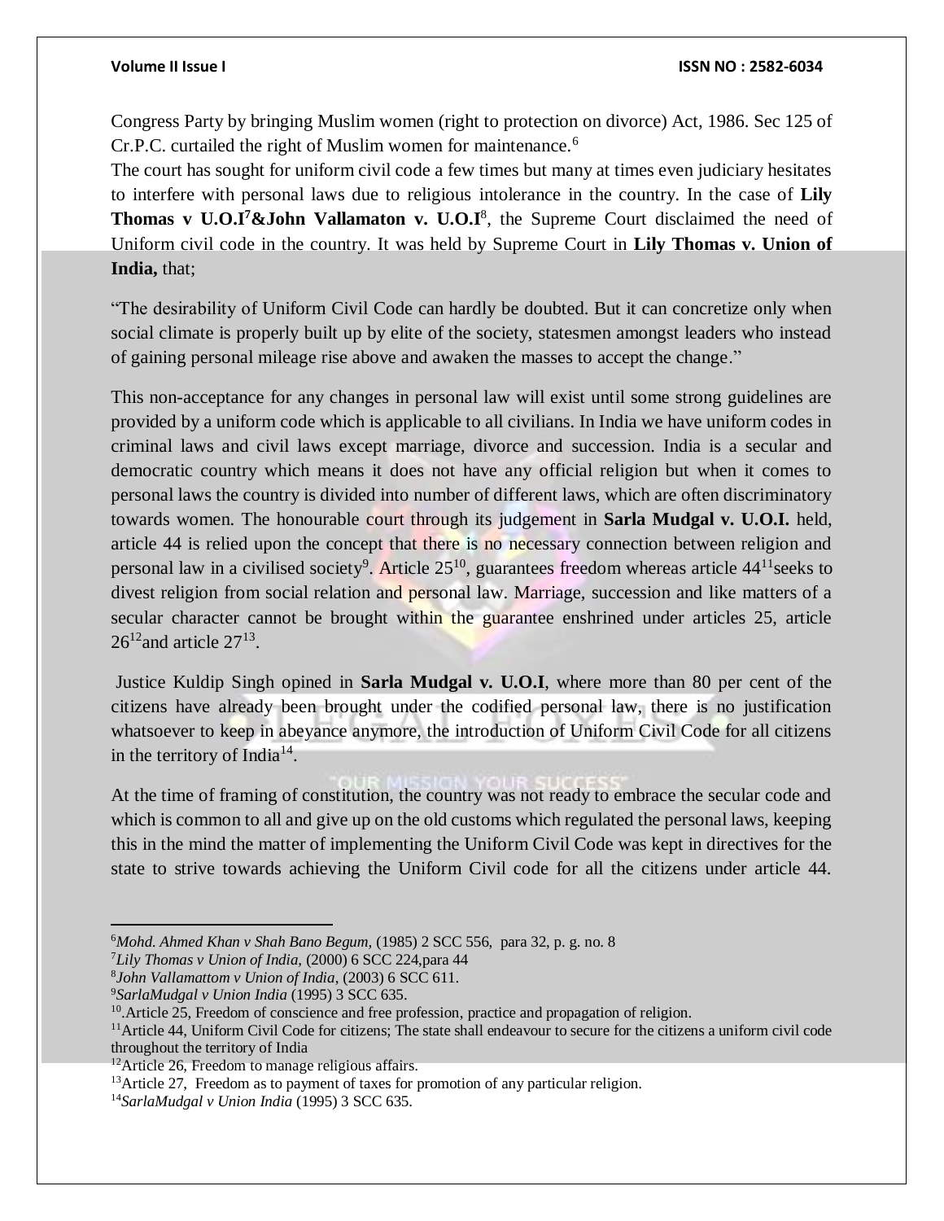Congress Party by bringing Muslim women (right to protection on divorce) Act, 1986. Sec 125 of Cr.P.C. curtailed the right of Muslim women for maintenance.[6]

The court has sought for uniform civil code a few times but many at times even judiciary hesitates to interfere with personal laws due to religious intolerance in the country. In the case of **Lily Thomas v U.O.I**[7]**&John Vallamaton v. U.O.I**[8], the Supreme Court disclaimed the need of Uniform civil code in the country. It was held by Supreme Court in **Lily Thomas v. Union of India,** that;

"The desirability of Uniform Civil Code can hardly be doubted. But it can concretize only when social climate is properly built up by elite of the society, statesmen amongst leaders who instead of gaining personal mileage rise above and awaken the masses to accept the change."

This non-acceptance for any changes in personal law will exist until some strong guidelines are provided by a uniform code which is applicable to all civilians. In India we have uniform codes in criminal laws and civil laws except marriage, divorce and succession. India is a secular and democratic country which means it does not have any official religion but when it comes to personal laws the country is divided into number of different laws, which are often discriminatory towards women. The honourable court through its judgement in **Sarla Mudgal v. U.O.I.** held, article 44 is relied upon the concept that there is no necessary connection between religion and personal law in a civilised society[9]. Article 25[10], guarantees freedom whereas article 44[11]seeks to divest religion from social relation and personal law. Marriage, succession and like matters of a secular character cannot be brought within the guarantee enshrined under articles 25, article 26[12]and article 27[13].

Justice Kuldip Singh opined in **Sarla Mudgal v. U.O.I**, where more than 80 per cent of the citizens have already been brought under the codified personal law, there is no justification whatsoever to keep in abeyance anymore, the introduction of Uniform Civil Code for all citizens in the territory of India[14].

At the time of framing of constitution, the country was not ready to embrace the secular code and which is common to all and give up on the old customs which regulated the personal laws, keeping this in the mind the matter of implementing the Uniform Civil Code was kept in directives for the state to strive towards achieving the Uniform Civil code for all the citizens under article 44.

---

[6]*Mohd. Ahmed Khan v Shah Bano Begum,* (1985) 2 SCC 556, para 32, p. g. no. 8

[7]*Lily Thomas v Union of India,* (2000) 6 SCC 224,para 44

[8]*John Vallamattom v Union of India,* (2003) 6 SCC 611.

[9]*SarlaMudgal v Union India* (1995) 3 SCC 635.

[10].Article 25, Freedom of conscience and free profession, practice and propagation of religion.

[11]Article 44, Uniform Civil Code for citizens; The state shall endeavour to secure for the citizens a uniform civil code throughout the territory of India

[12]Article 26, Freedom to manage religious affairs.

[13]Article 27, Freedom as to payment of taxes for promotion of any particular religion.

[14]*SarlaMudgal v Union India* (1995) 3 SCC 635.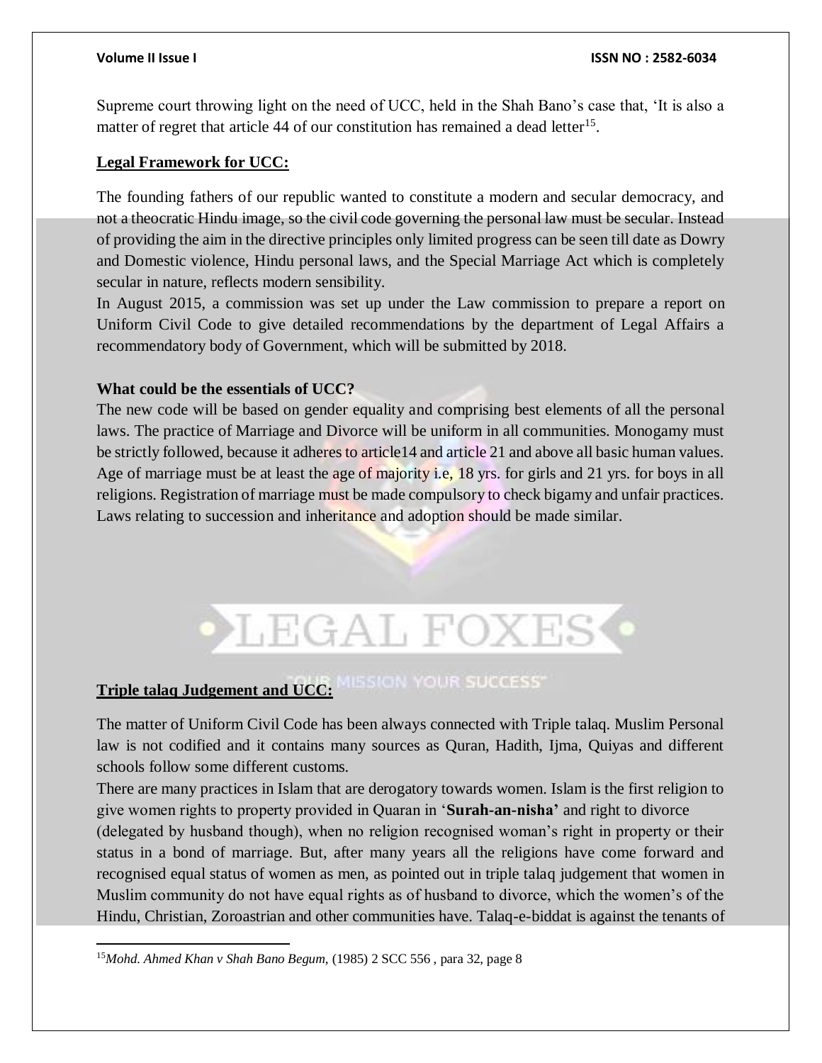Supreme court throwing light on the need of UCC, held in the Shah Bano's case that, 'It is also a matter of regret that article 44 of our constitution has remained a dead letter[15].

## Legal Framework for UCC:

The founding fathers of our republic wanted to constitute a modern and secular democracy, and not a theocratic Hindu image, so the civil code governing the personal law must be secular. Instead of providing the aim in the directive principles only limited progress can be seen till date as Dowry and Domestic violence, Hindu personal laws, and the Special Marriage Act which is completely secular in nature, reflects modern sensibility.

In August 2015, a commission was set up under the Law commission to prepare a report on Uniform Civil Code to give detailed recommendations by the department of Legal Affairs a recommendatory body of Government, which will be submitted by 2018.

### What could be the essentials of UCC?

The new code will be based on gender equality and comprising best elements of all the personal laws. The practice of Marriage and Divorce will be uniform in all communities. Monogamy must be strictly followed, because it adheres to article14 and article 21 and above all basic human values. Age of marriage must be at least the age of majority i.e, 18 yrs. for girls and 21 yrs. for boys in all religions. Registration of marriage must be made compulsory to check bigamy and unfair practices. Laws relating to succession and inheritance and adoption should be made similar.

## Triple talaq Judgement and UCC:

The matter of Uniform Civil Code has been always connected with Triple talaq. Muslim Personal law is not codified and it contains many sources as Quran, Hadith, Ijma, Quiyas and different schools follow some different customs.

There are many practices in Islam that are derogatory towards women. Islam is the first religion to give women rights to property provided in Quaran in '**Surah-an-nisha'** and right to divorce (delegated by husband though), when no religion recognised woman's right in property or their status in a bond of marriage. But, after many years all the religions have come forward and recognised equal status of women as men, as pointed out in triple talaq judgement that women in Muslim community do not have equal rights as of husband to divorce, which the women's of the Hindu, Christian, Zoroastrian and other communities have. Talaq-e-biddat is against the tenants of

---

[15] *Mohd. Ahmed Khan v Shah Bano Begum,* (1985) 2 SCC 556 , para 32, page 8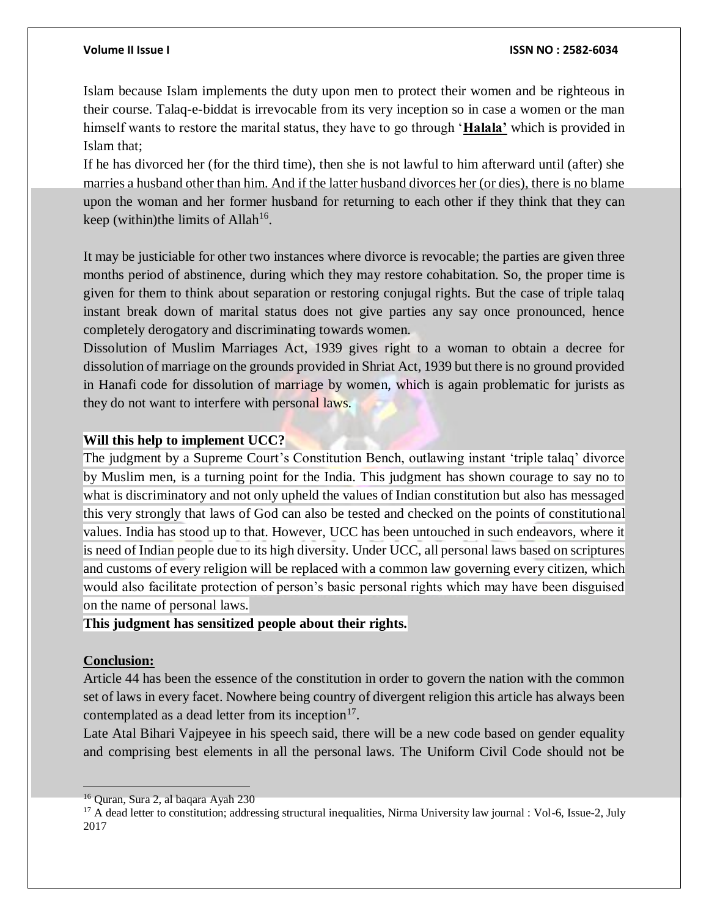Islam because Islam implements the duty upon men to protect their women and be righteous in their course. Talaq-e-biddat is irrevocable from its very inception so in case a women or the man himself wants to restore the marital status, they have to go through '**Halala'** which is provided in Islam that;

If he has divorced her (for the third time), then she is not lawful to him afterward until (after) she marries a husband other than him. And if the latter husband divorces her (or dies), there is no blame upon the woman and her former husband for returning to each other if they think that they can keep (within)the limits of Allah[16].

It may be justiciable for other two instances where divorce is revocable; the parties are given three months period of abstinence, during which they may restore cohabitation. So, the proper time is given for them to think about separation or restoring conjugal rights. But the case of triple talaq instant break down of marital status does not give parties any say once pronounced, hence completely derogatory and discriminating towards women.

Dissolution of Muslim Marriages Act, 1939 gives right to a woman to obtain a decree for dissolution of marriage on the grounds provided in Shriat Act, 1939 but there is no ground provided in Hanafi code for dissolution of marriage by women, which is again problematic for jurists as they do not want to interfere with personal laws.

**Will this help to implement UCC?**

The judgment by a Supreme Court's Constitution Bench, outlawing instant 'triple talaq' divorce by Muslim men, is a turning point for the India. This judgment has shown courage to say no to what is discriminatory and not only upheld the values of Indian constitution but also has messaged this very strongly that laws of God can also be tested and checked on the points of constitutional values. India has stood up to that. However, UCC has been untouched in such endeavors, where it is need of Indian people due to its high diversity. Under UCC, all personal laws based on scriptures and customs of every religion will be replaced with a common law governing every citizen, which would also facilitate protection of person's basic personal rights which may have been disguised on the name of personal laws.

**This judgment has sensitized people about their rights.**

**Conclusion:**

Article 44 has been the essence of the constitution in order to govern the nation with the common set of laws in every facet. Nowhere being country of divergent religion this article has always been contemplated as a dead letter from its inception[17].

Late Atal Bihari Vajpeyee in his speech said, there will be a new code based on gender equality and comprising best elements in all the personal laws. The Uniform Civil Code should not be

---

[16] Quran, Sura 2, al baqara Ayah 230

[17] A dead letter to constitution; addressing structural inequalities, Nirma University law journal : Vol-6, Issue-2, July 2017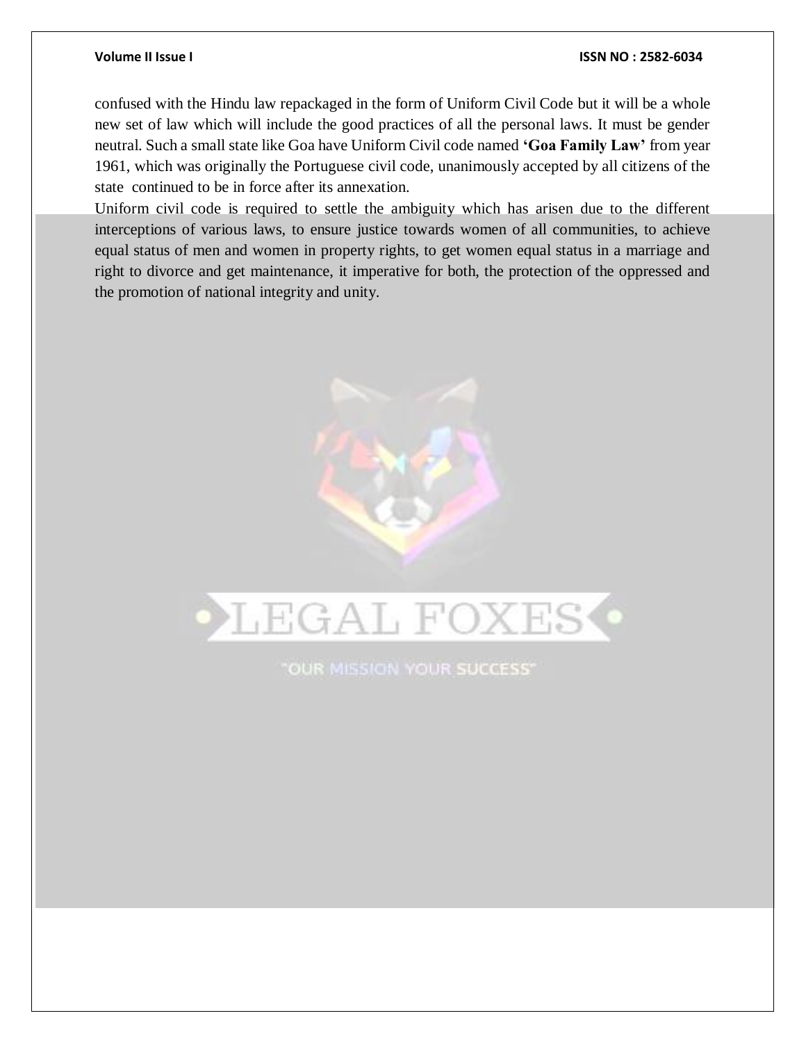confused with the Hindu law repackaged in the form of Uniform Civil Code but it will be a whole new set of law which will include the good practices of all the personal laws. It must be gender neutral. Such a small state like Goa have Uniform Civil code named **'Goa Family Law'** from year 1961, which was originally the Portuguese civil code, unanimously accepted by all citizens of the state continued to be in force after its annexation.

Uniform civil code is required to settle the ambiguity which has arisen due to the different interceptions of various laws, to ensure justice towards women of all communities, to achieve equal status of men and women in property rights, to get women equal status in a marriage and right to divorce and get maintenance, it imperative for both, the protection of the oppressed and the promotion of national integrity and unity.